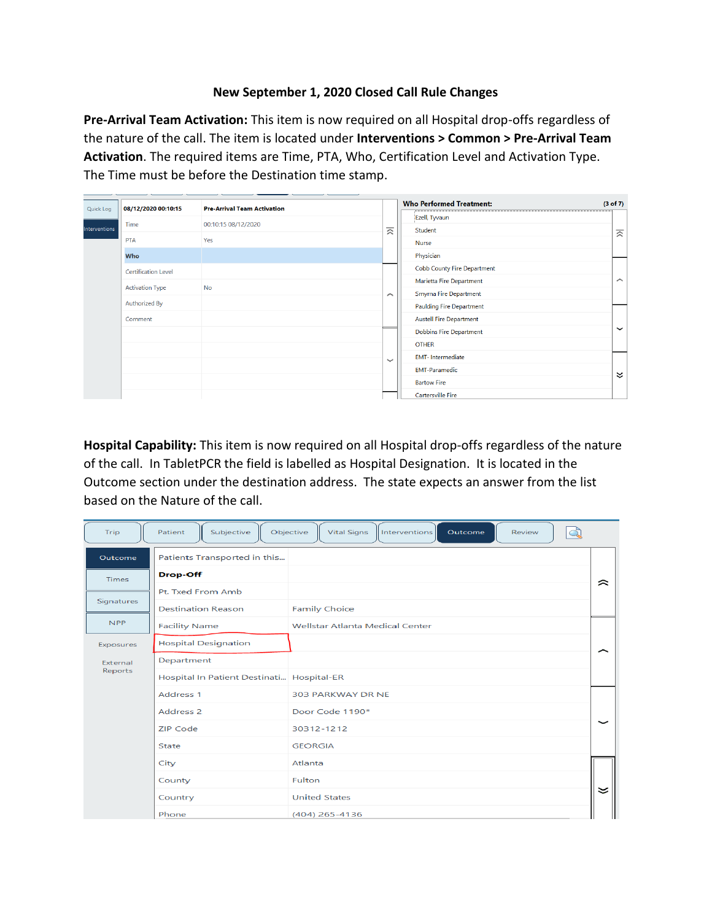# New September 1, 2020 Closed Call Rule Changes

**Pre-Arrival Team Activation:** This item is now required on all Hospital drop-offs regardless of the nature of the call. The item is located under **Interventions > Common > Pre-Arrival Team Activation**. The required items are Time, PTA, Who, Certification Level and Activation Type. The Time must be before the Destination time stamp.

| 08/12/2020 00:10:15 | Pre-Arrival Team Activation |
|---|---|
| Time | 00:10:15 08/12/2020 |
| PTA | Yes |
| Who | |
| Certification Level | |
| Activation Type | No |
| Authorized By | |
| Comment | |

**Who Performed Treatment:** (3 of 7)

- Ezell, Tyvaun
- Student
- Nurse
- Physician
- Cobb County Fire Department
- Marietta Fire Department
- Smyrna Fire Department
- Paulding Fire Department
- Austell Fire Department
- Dobbins Fire Department
- OTHER
- EMT- Intermediate
- EMT-Paramedic
- Bartow Fire
- Cartersville Fire

**Hospital Capability:** This item is now required on all Hospital drop-offs regardless of the nature of the call. In TabletPCR the field is labelled as Hospital Designation. It is located in the Outcome section under the destination address. The state expects an answer from the list based on the Nature of the call.

Trip | Patient | Subjective | Objective | Vital Signs | Interventions | Outcome | Review

| Field | Value |
|---|---|
| Patients Transported in this... | |
| **Drop-Off** | |
| Pt. Txed From Amb | |
| Destination Reason | Family Choice |
| Facility Name | Wellstar Atlanta Medical Center |
| Hospital Designation | |
| Department | |
| Hospital In Patient Destinati... | Hospital-ER |
| Address 1 | 303 PARKWAY DR NE |
| Address 2 | Door Code 1190* |
| ZIP Code | 30312-1212 |
| State | GEORGIA |
| City | Atlanta |
| County | Fulton |
| Country | United States |
| Phone | (404) 265-4136 |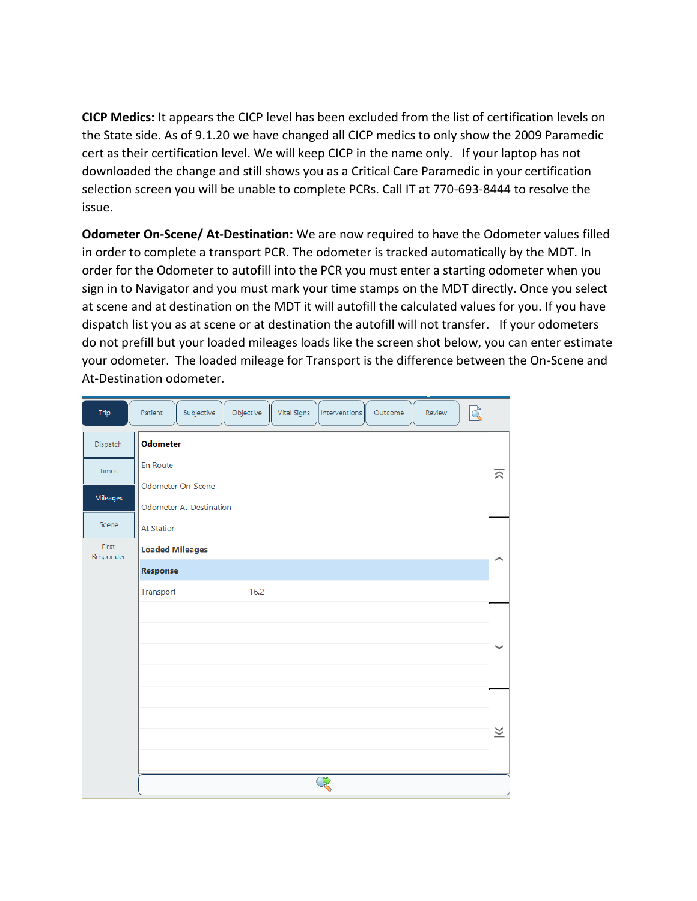**CICP Medics:** It appears the CICP level has been excluded from the list of certification levels on the State side. As of 9.1.20 we have changed all CICP medics to only show the 2009 Paramedic cert as their certification level. We will keep CICP in the name only. If your laptop has not downloaded the change and still shows you as a Critical Care Paramedic in your certification selection screen you will be unable to complete PCRs. Call IT at 770-693-8444 to resolve the issue.

**Odometer On-Scene/ At-Destination:** We are now required to have the Odometer values filled in order to complete a transport PCR. The odometer is tracked automatically by the MDT. In order for the Odometer to autofill into the PCR you must enter a starting odometer when you sign in to Navigator and you must mark your time stamps on the MDT directly. Once you select at scene and at destination on the MDT it will autofill the calculated values for you. If you have dispatch list you as at scene or at destination the autofill will not transfer. If your odometers do not prefill but your loaded mileages loads like the screen shot below, you can enter estimate your odometer. The loaded mileage for Transport is the difference between the On-Scene and At-Destination odometer.

Trip | Patient | Subjective | Objective | Vital Signs | Interventions | Outcome | Review

Dispatch | Times | Mileages | Scene | First Responder

| | |
|---|---|
| **Odometer** | |
| En Route | |
| Odometer On-Scene | |
| Odometer At-Destination | |
| At Station | |
| **Loaded Mileages** | |
| **Response** | |
| Transport | 16.2 |